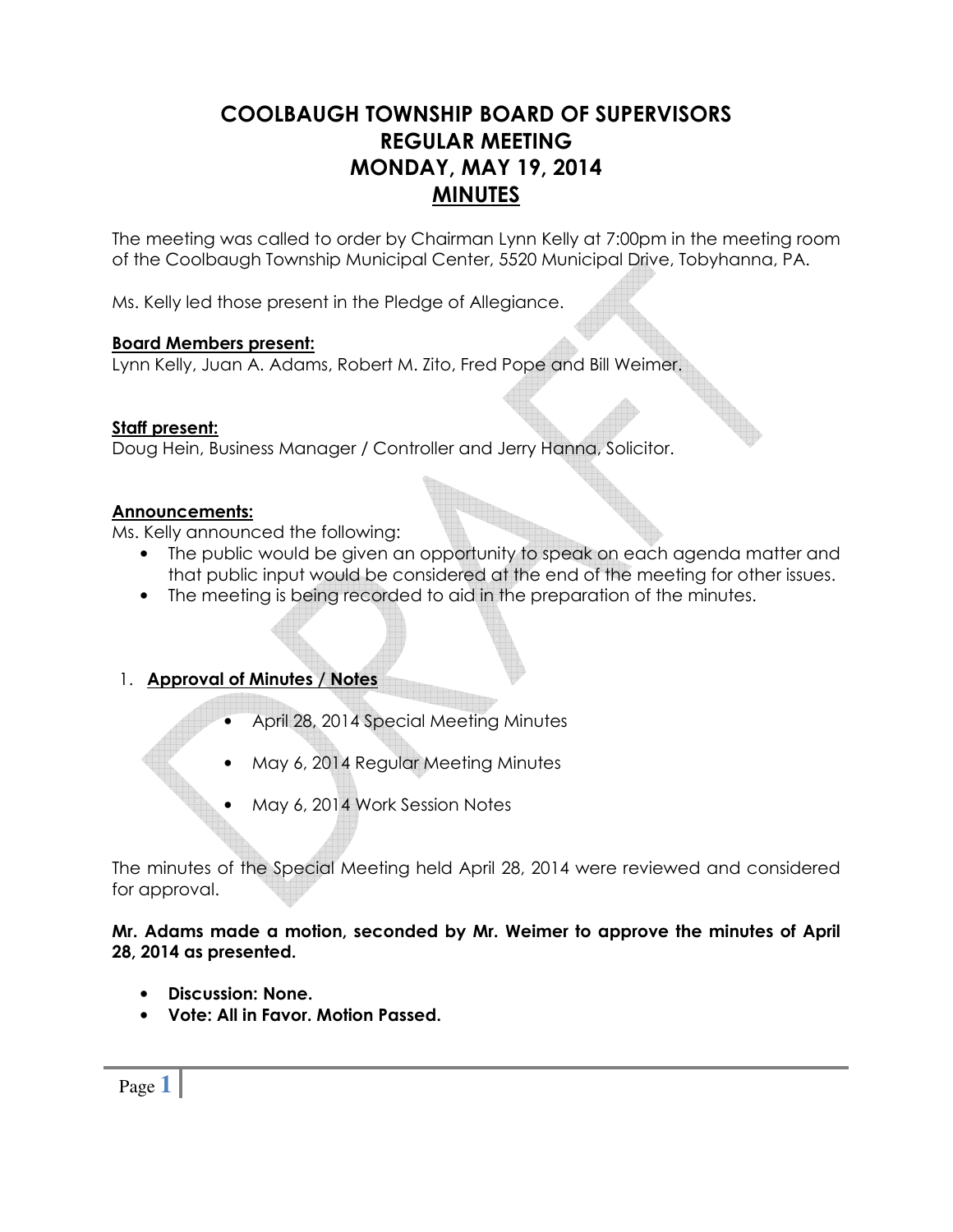# COOLBAUGH TOWNSHIP BOARD OF SUPERVISORS
# REGULAR MEETING
# MONDAY, MAY 19, 2014
# MINUTES

The meeting was called to order by Chairman Lynn Kelly at 7:00pm in the meeting room of the Coolbaugh Township Municipal Center, 5520 Municipal Drive, Tobyhanna, PA.

Ms. Kelly led those present in the Pledge of Allegiance.

**Board Members present:**
Lynn Kelly, Juan A. Adams, Robert M. Zito, Fred Pope and Bill Weimer.

**Staff present:**
Doug Hein, Business Manager / Controller and Jerry Hanna, Solicitor.

**Announcements:**
Ms. Kelly announced the following:

- The public would be given an opportunity to speak on each agenda matter and that public input would be considered at the end of the meeting for other issues.
- The meeting is being recorded to aid in the preparation of the minutes.

1. **Approval of Minutes / Notes**

    - April 28, 2014 Special Meeting Minutes
    - May 6, 2014 Regular Meeting Minutes
    - May 6, 2014 Work Session Notes

The minutes of the Special Meeting held April 28, 2014 were reviewed and considered for approval.

**Mr. Adams made a motion, seconded by Mr. Weimer to approve the minutes of April 28, 2014 as presented.**

- **Discussion: None.**
- **Vote: All in Favor. Motion Passed.**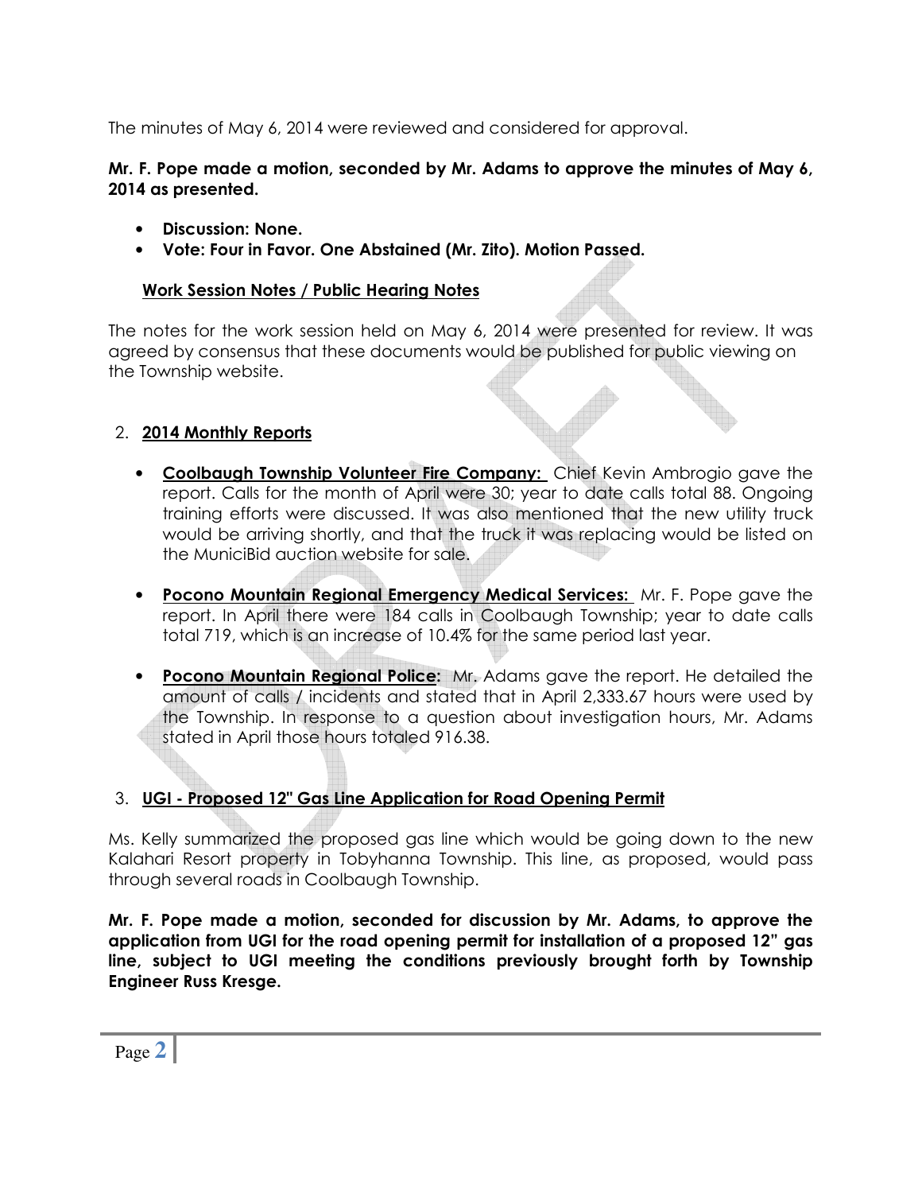The minutes of May 6, 2014 were reviewed and considered for approval.

**Mr. F. Pope made a motion, seconded by Mr. Adams to approve the minutes of May 6, 2014 as presented.**

- **Discussion: None.**
- **Vote: Four in Favor. One Abstained (Mr. Zito). Motion Passed.**

**Work Session Notes / Public Hearing Notes**

The notes for the work session held on May 6, 2014 were presented for review. It was agreed by consensus that these documents would be published for public viewing on the Township website.

2. **2014 Monthly Reports**

- **Coolbaugh Township Volunteer Fire Company:** Chief Kevin Ambrogio gave the report. Calls for the month of April were 30; year to date calls total 88. Ongoing training efforts were discussed. It was also mentioned that the new utility truck would be arriving shortly, and that the truck it was replacing would be listed on the MuniciBid auction website for sale.

- **Pocono Mountain Regional Emergency Medical Services:** Mr. F. Pope gave the report. In April there were 184 calls in Coolbaugh Township; year to date calls total 719, which is an increase of 10.4% for the same period last year.

- **Pocono Mountain Regional Police:** Mr. Adams gave the report. He detailed the amount of calls / incidents and stated that in April 2,333.67 hours were used by the Township. In response to a question about investigation hours, Mr. Adams stated in April those hours totaled 916.38.

3. **UGI - Proposed 12" Gas Line Application for Road Opening Permit**

Ms. Kelly summarized the proposed gas line which would be going down to the new Kalahari Resort property in Tobyhanna Township. This line, as proposed, would pass through several roads in Coolbaugh Township.

**Mr. F. Pope made a motion, seconded for discussion by Mr. Adams, to approve the application from UGI for the road opening permit for installation of a proposed 12" gas line, subject to UGI meeting the conditions previously brought forth by Township Engineer Russ Kresge.**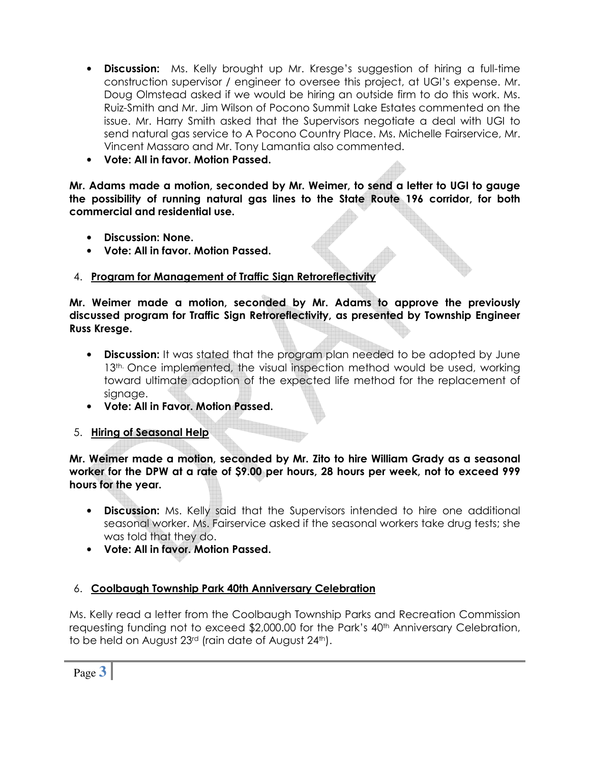- **Discussion:** Ms. Kelly brought up Mr. Kresge's suggestion of hiring a full-time construction supervisor / engineer to oversee this project, at UGI's expense. Mr. Doug Olmstead asked if we would be hiring an outside firm to do this work. Ms. Ruiz-Smith and Mr. Jim Wilson of Pocono Summit Lake Estates commented on the issue. Mr. Harry Smith asked that the Supervisors negotiate a deal with UGI to send natural gas service to A Pocono Country Place. Ms. Michelle Fairservice, Mr. Vincent Massaro and Mr. Tony Lamantia also commented.
- **Vote: All in favor. Motion Passed.**

**Mr. Adams made a motion, seconded by Mr. Weimer, to send a letter to UGI to gauge the possibility of running natural gas lines to the State Route 196 corridor, for both commercial and residential use.**

- **Discussion: None.**
- **Vote: All in favor. Motion Passed.**

4. **Program for Management of Traffic Sign Retroreflectivity**

**Mr. Weimer made a motion, seconded by Mr. Adams to approve the previously discussed program for Traffic Sign Retroreflectivity, as presented by Township Engineer Russ Kresge.**

- **Discussion:** It was stated that the program plan needed to be adopted by June 13th. Once implemented, the visual inspection method would be used, working toward ultimate adoption of the expected life method for the replacement of signage.
- **Vote: All in Favor. Motion Passed.**

5. **Hiring of Seasonal Help**

**Mr. Weimer made a motion, seconded by Mr. Zito to hire William Grady as a seasonal worker for the DPW at a rate of $9.00 per hours, 28 hours per week, not to exceed 999 hours for the year.**

- **Discussion:** Ms. Kelly said that the Supervisors intended to hire one additional seasonal worker. Ms. Fairservice asked if the seasonal workers take drug tests; she was told that they do.
- **Vote: All in favor. Motion Passed.**

6. **Coolbaugh Township Park 40th Anniversary Celebration**

Ms. Kelly read a letter from the Coolbaugh Township Parks and Recreation Commission requesting funding not to exceed $2,000.00 for the Park's 40th Anniversary Celebration, to be held on August 23rd (rain date of August 24th).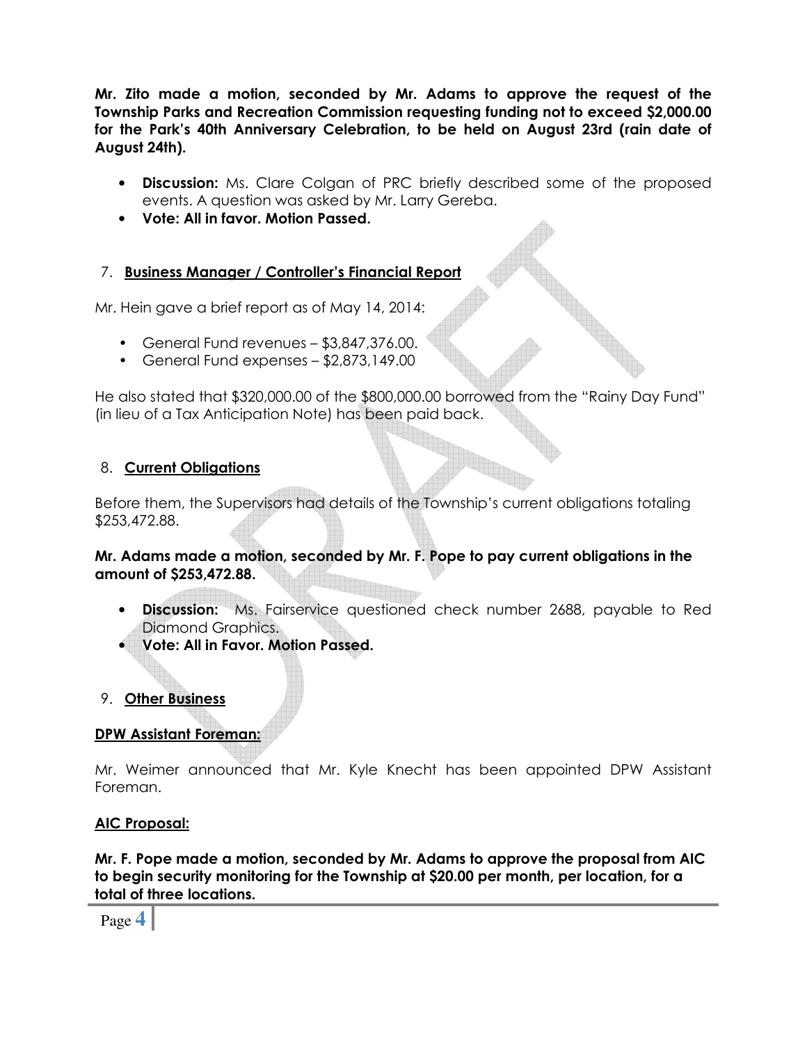**Mr. Zito made a motion, seconded by Mr. Adams to approve the request of the Township Parks and Recreation Commission requesting funding not to exceed $2,000.00 for the Park's 40th Anniversary Celebration, to be held on August 23rd (rain date of August 24th).**

- **Discussion:** Ms. Clare Colgan of PRC briefly described some of the proposed events. A question was asked by Mr. Larry Gereba.
- **Vote: All in favor. Motion Passed.**

## 7. Business Manager / Controller's Financial Report

Mr. Hein gave a brief report as of May 14, 2014:

- General Fund revenues – $3,847,376.00.
- General Fund expenses – $2,873,149.00

He also stated that $320,000.00 of the $800,000.00 borrowed from the "Rainy Day Fund" (in lieu of a Tax Anticipation Note) has been paid back.

## 8. Current Obligations

Before them, the Supervisors had details of the Township's current obligations totaling $253,472.88.

**Mr. Adams made a motion, seconded by Mr. F. Pope to pay current obligations in the amount of $253,472.88.**

- **Discussion:** Ms. Fairservice questioned check number 2688, payable to Red Diamond Graphics.
- **Vote: All in Favor. Motion Passed.**

## 9. Other Business

### DPW Assistant Foreman:

Mr. Weimer announced that Mr. Kyle Knecht has been appointed DPW Assistant Foreman.

### AIC Proposal:

**Mr. F. Pope made a motion, seconded by Mr. Adams to approve the proposal from AIC to begin security monitoring for the Township at $20.00 per month, per location, for a total of three locations.**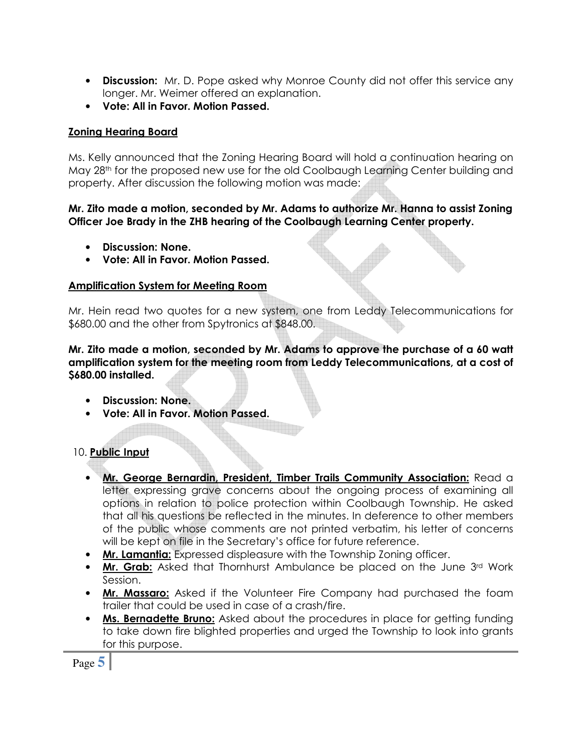- **Discussion:** Mr. D. Pope asked why Monroe County did not offer this service any longer. Mr. Weimer offered an explanation.
- **Vote: All in Favor. Motion Passed.**

**Zoning Hearing Board**

Ms. Kelly announced that the Zoning Hearing Board will hold a continuation hearing on May 28th for the proposed new use for the old Coolbaugh Learning Center building and property. After discussion the following motion was made:

**Mr. Zito made a motion, seconded by Mr. Adams to authorize Mr. Hanna to assist Zoning Officer Joe Brady in the ZHB hearing of the Coolbaugh Learning Center property.**

- **Discussion: None.**
- **Vote: All in Favor. Motion Passed.**

**Amplification System for Meeting Room**

Mr. Hein read two quotes for a new system, one from Leddy Telecommunications for $680.00 and the other from Spytronics at $848.00.

**Mr. Zito made a motion, seconded by Mr. Adams to approve the purchase of a 60 watt amplification system for the meeting room from Leddy Telecommunications, at a cost of $680.00 installed.**

- **Discussion: None.**
- **Vote: All in Favor. Motion Passed.**

10. **Public Input**

- **Mr. George Bernardin, President, Timber Trails Community Association:** Read a letter expressing grave concerns about the ongoing process of examining all options in relation to police protection within Coolbaugh Township. He asked that all his questions be reflected in the minutes. In deference to other members of the public whose comments are not printed verbatim, his letter of concerns will be kept on file in the Secretary's office for future reference.
- **Mr. Lamantia:** Expressed displeasure with the Township Zoning officer.
- **Mr. Grab:** Asked that Thornhurst Ambulance be placed on the June 3rd Work Session.
- **Mr. Massaro:** Asked if the Volunteer Fire Company had purchased the foam trailer that could be used in case of a crash/fire.
- **Ms. Bernadette Bruno:** Asked about the procedures in place for getting funding to take down fire blighted properties and urged the Township to look into grants for this purpose.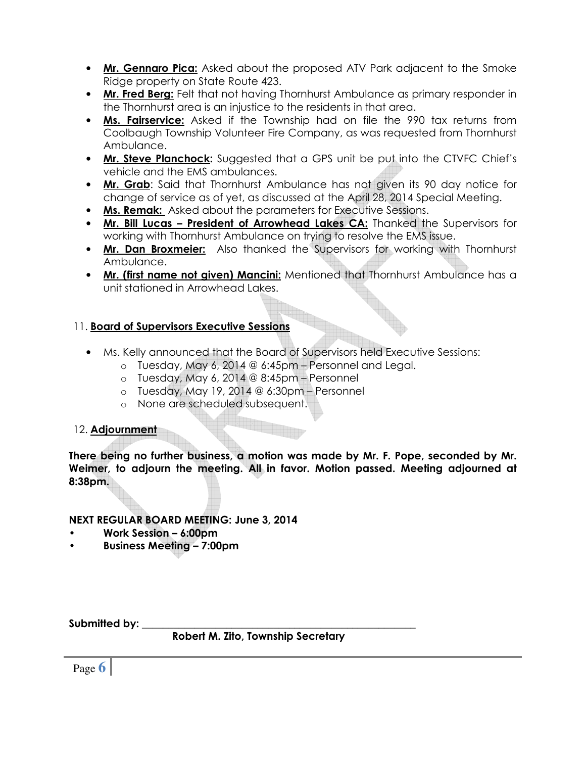- **Mr. Gennaro Pica:** Asked about the proposed ATV Park adjacent to the Smoke Ridge property on State Route 423.
- **Mr. Fred Berg:** Felt that not having Thornhurst Ambulance as primary responder in the Thornhurst area is an injustice to the residents in that area.
- **Ms. Fairservice:** Asked if the Township had on file the 990 tax returns from Coolbaugh Township Volunteer Fire Company, as was requested from Thornhurst Ambulance.
- **Mr. Steve Planchock:** Suggested that a GPS unit be put into the CTVFC Chief's vehicle and the EMS ambulances.
- **Mr. Grab**: Said that Thornhurst Ambulance has not given its 90 day notice for change of service as of yet, as discussed at the April 28, 2014 Special Meeting.
- **Ms. Remak:** Asked about the parameters for Executive Sessions.
- **Mr. Bill Lucas – President of Arrowhead Lakes CA:** Thanked the Supervisors for working with Thornhurst Ambulance on trying to resolve the EMS issue.
- **Mr. Dan Broxmeier:** Also thanked the Supervisors for working with Thornhurst Ambulance.
- **Mr. (first name not given) Mancini:** Mentioned that Thornhurst Ambulance has a unit stationed in Arrowhead Lakes.

11. **Board of Supervisors Executive Sessions**

- Ms. Kelly announced that the Board of Supervisors held Executive Sessions:
    - Tuesday, May 6, 2014 @ 6:45pm – Personnel and Legal.
    - Tuesday, May 6, 2014 @ 8:45pm – Personnel
    - Tuesday, May 19, 2014 @ 6:30pm – Personnel
    - None are scheduled subsequent.

12. **Adjournment**

**There being no further business, a motion was made by Mr. F. Pope, seconded by Mr. Weimer, to adjourn the meeting. All in favor. Motion passed. Meeting adjourned at 8:38pm.**

**NEXT REGULAR BOARD MEETING: June 3, 2014**

- **Work Session – 6:00pm**
- **Business Meeting – 7:00pm**

**Submitted by: \_\_\_\_\_\_\_\_\_\_\_\_\_\_\_\_\_\_\_\_\_\_\_\_\_\_\_\_\_\_\_\_\_\_\_\_\_\_\_\_\_\_\_\_\_\_\_\_**

**Robert M. Zito, Township Secretary**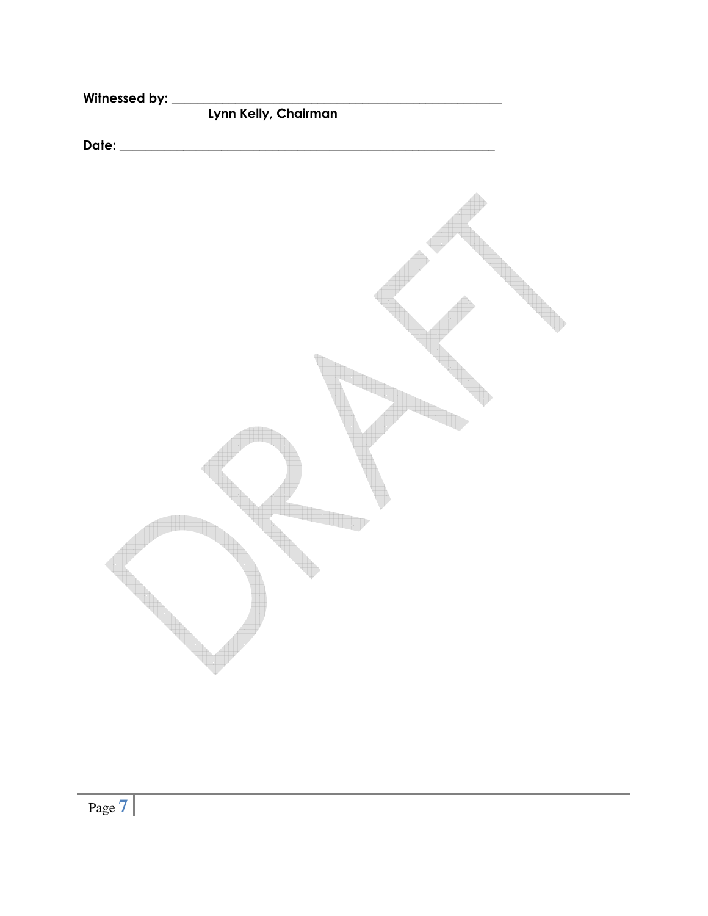**Witnessed by:** ______________________________________________

**Lynn Kelly, Chairman**

**Date:** ___________________________________________________

DRAFT